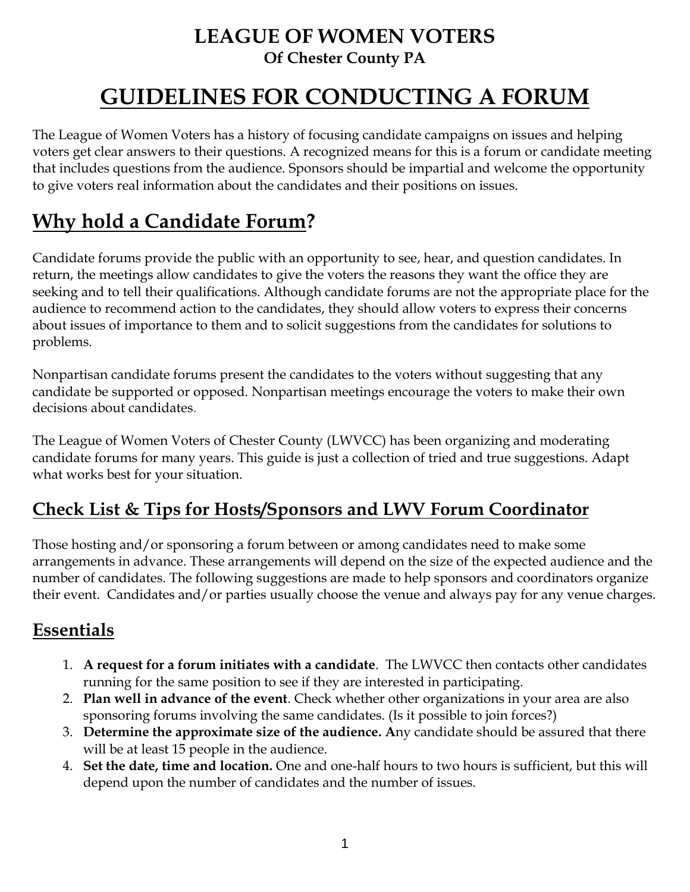# LEAGUE OF WOMEN VOTERS

**Of Chester County PA**

# GUIDELINES FOR CONDUCTING A FORUM

The League of Women Voters has a history of focusing candidate campaigns on issues and helping voters get clear answers to their questions. A recognized means for this is a forum or candidate meeting that includes questions from the audience. Sponsors should be impartial and welcome the opportunity to give voters real information about the candidates and their positions on issues.

## Why hold a Candidate Forum?

Candidate forums provide the public with an opportunity to see, hear, and question candidates. In return, the meetings allow candidates to give the voters the reasons they want the office they are seeking and to tell their qualifications. Although candidate forums are not the appropriate place for the audience to recommend action to the candidates, they should allow voters to express their concerns about issues of importance to them and to solicit suggestions from the candidates for solutions to problems.

Nonpartisan candidate forums present the candidates to the voters without suggesting that any candidate be supported or opposed. Nonpartisan meetings encourage the voters to make their own decisions about candidates.

The League of Women Voters of Chester County (LWVCC) has been organizing and moderating candidate forums for many years. This guide is just a collection of tried and true suggestions. Adapt what works best for your situation.

### Check List & Tips for Hosts/Sponsors and LWV Forum Coordinator

Those hosting and/or sponsoring a forum between or among candidates need to make some arrangements in advance. These arrangements will depend on the size of the expected audience and the number of candidates. The following suggestions are made to help sponsors and coordinators organize their event. Candidates and/or parties usually choose the venue and always pay for any venue charges.

## Essentials

1. **A request for a forum initiates with a candidate**. The LWVCC then contacts other candidates running for the same position to see if they are interested in participating.
2. **Plan well in advance of the event**. Check whether other organizations in your area are also sponsoring forums involving the same candidates. (Is it possible to join forces?)
3. **Determine the approximate size of the audience. A**ny candidate should be assured that there will be at least 15 people in the audience.
4. **Set the date, time and location.** One and one-half hours to two hours is sufficient, but this will depend upon the number of candidates and the number of issues.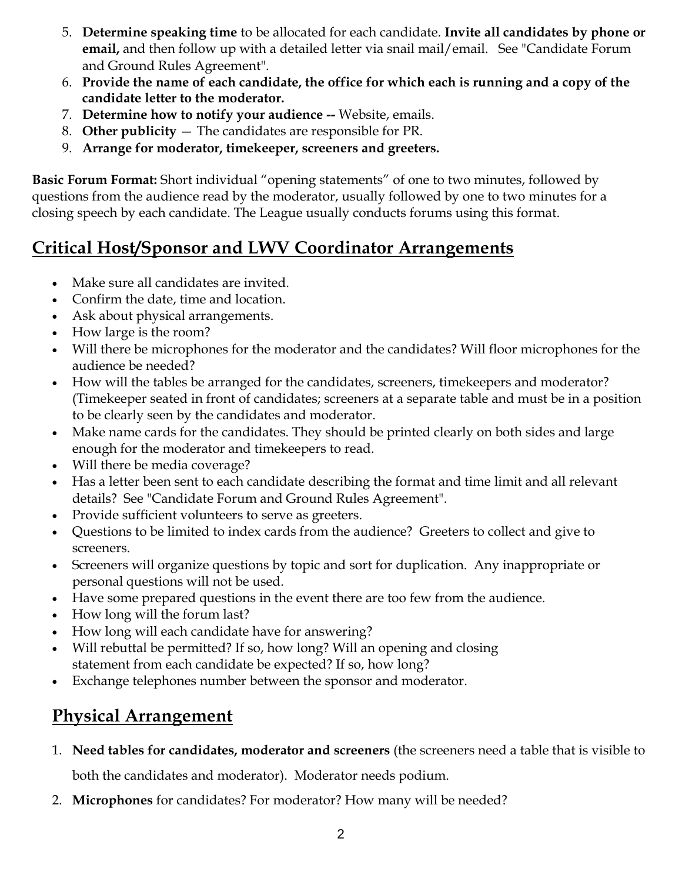5. **Determine speaking time** to be allocated for each candidate. **Invite all candidates by phone or email,** and then follow up with a detailed letter via snail mail/email. See "Candidate Forum and Ground Rules Agreement".
6. **Provide the name of each candidate, the office for which each is running and a copy of the candidate letter to the moderator.**
7. **Determine how to notify your audience --** Website, emails.
8. **Other publicity —** The candidates are responsible for PR.
9. **Arrange for moderator, timekeeper, screeners and greeters.**

**Basic Forum Format:** Short individual "opening statements" of one to two minutes, followed by questions from the audience read by the moderator, usually followed by one to two minutes for a closing speech by each candidate. The League usually conducts forums using this format.

## Critical Host/Sponsor and LWV Coordinator Arrangements

- Make sure all candidates are invited.
- Confirm the date, time and location.
- Ask about physical arrangements.
- How large is the room?
- Will there be microphones for the moderator and the candidates? Will floor microphones for the audience be needed?
- How will the tables be arranged for the candidates, screeners, timekeepers and moderator? (Timekeeper seated in front of candidates; screeners at a separate table and must be in a position to be clearly seen by the candidates and moderator.
- Make name cards for the candidates. They should be printed clearly on both sides and large enough for the moderator and timekeepers to read.
- Will there be media coverage?
- Has a letter been sent to each candidate describing the format and time limit and all relevant details? See "Candidate Forum and Ground Rules Agreement".
- Provide sufficient volunteers to serve as greeters.
- Questions to be limited to index cards from the audience? Greeters to collect and give to screeners.
- Screeners will organize questions by topic and sort for duplication. Any inappropriate or personal questions will not be used.
- Have some prepared questions in the event there are too few from the audience.
- How long will the forum last?
- How long will each candidate have for answering?
- Will rebuttal be permitted? If so, how long? Will an opening and closing statement from each candidate be expected? If so, how long?
- Exchange telephones number between the sponsor and moderator.

## Physical Arrangement

1. **Need tables for candidates, moderator and screeners** (the screeners need a table that is visible to both the candidates and moderator). Moderator needs podium.
2. **Microphones** for candidates? For moderator? How many will be needed?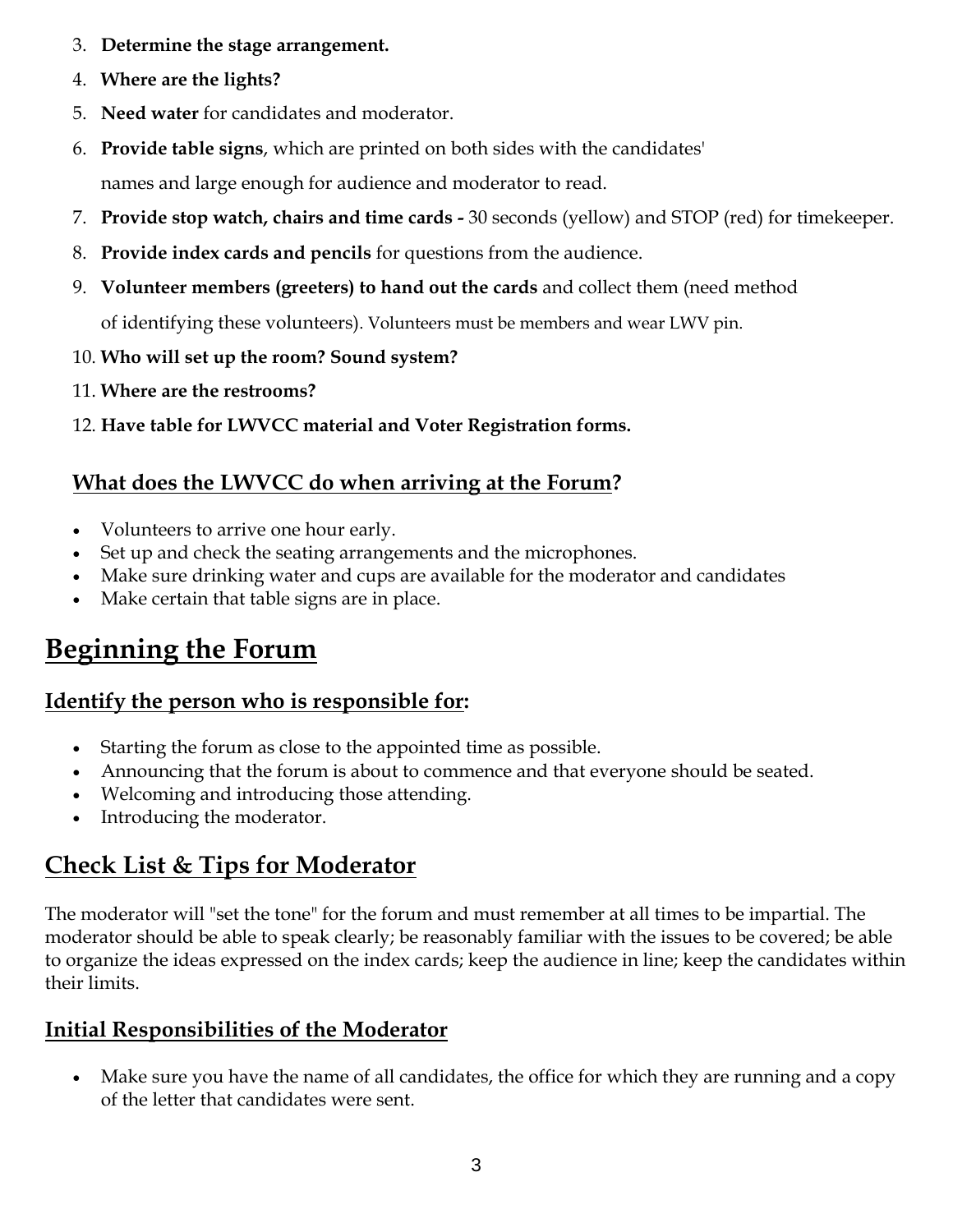3. **Determine the stage arrangement.**
4. **Where are the lights?**
5. **Need water** for candidates and moderator.
6. **Provide table signs**, which are printed on both sides with the candidates' names and large enough for audience and moderator to read.
7. **Provide stop watch, chairs and time cards -** 30 seconds (yellow) and STOP (red) for timekeeper.
8. **Provide index cards and pencils** for questions from the audience.
9. **Volunteer members (greeters) to hand out the cards** and collect them (need method of identifying these volunteers). Volunteers must be members and wear LWV pin.
10. **Who will set up the room? Sound system?**
11. **Where are the restrooms?**
12. **Have table for LWVCC material and Voter Registration forms.**

### What does the LWVCC do when arriving at the Forum?

- Volunteers to arrive one hour early.
- Set up and check the seating arrangements and the microphones.
- Make sure drinking water and cups are available for the moderator and candidates
- Make certain that table signs are in place.

# Beginning the Forum

### Identify the person who is responsible for:

- Starting the forum as close to the appointed time as possible.
- Announcing that the forum is about to commence and that everyone should be seated.
- Welcoming and introducing those attending.
- Introducing the moderator.

## Check List & Tips for Moderator

The moderator will "set the tone" for the forum and must remember at all times to be impartial. The moderator should be able to speak clearly; be reasonably familiar with the issues to be covered; be able to organize the ideas expressed on the index cards; keep the audience in line; keep the candidates within their limits.

### Initial Responsibilities of the Moderator

- Make sure you have the name of all candidates, the office for which they are running and a copy of the letter that candidates were sent.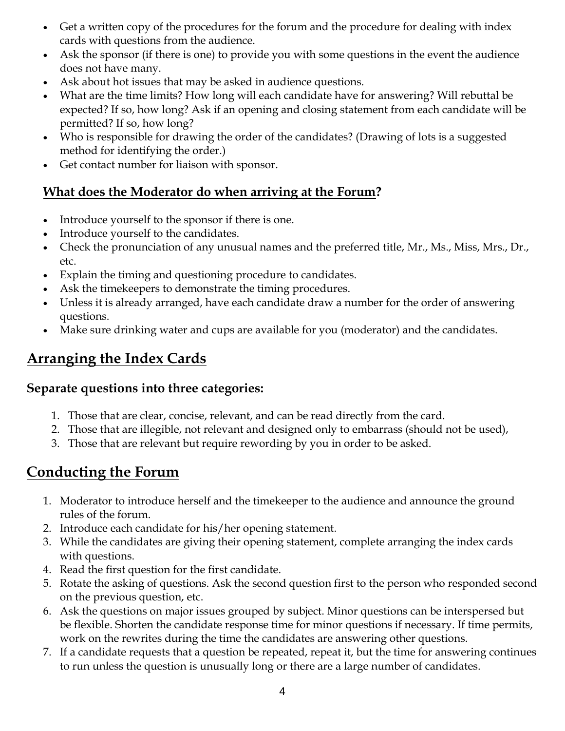- Get a written copy of the procedures for the forum and the procedure for dealing with index cards with questions from the audience.
- Ask the sponsor (if there is one) to provide you with some questions in the event the audience does not have many.
- Ask about hot issues that may be asked in audience questions.
- What are the time limits? How long will each candidate have for answering? Will rebuttal be expected? If so, how long? Ask if an opening and closing statement from each candidate will be permitted? If so, how long?
- Who is responsible for drawing the order of the candidates? (Drawing of lots is a suggested method for identifying the order.)
- Get contact number for liaison with sponsor.

### <u>What does the Moderator do when arriving at the Forum</u>?

- Introduce yourself to the sponsor if there is one.
- Introduce yourself to the candidates.
- Check the pronunciation of any unusual names and the preferred title, Mr., Ms., Miss, Mrs., Dr., etc.
- Explain the timing and questioning procedure to candidates.
- Ask the timekeepers to demonstrate the timing procedures.
- Unless it is already arranged, have each candidate draw a number for the order of answering questions.
- Make sure drinking water and cups are available for you (moderator) and the candidates.

## <u>Arranging the Index Cards</u>

### Separate questions into three categories:

1. Those that are clear, concise, relevant, and can be read directly from the card.
2. Those that are illegible, not relevant and designed only to embarrass (should not be used),
3. Those that are relevant but require rewording by you in order to be asked.

## <u>Conducting the Forum</u>

1. Moderator to introduce herself and the timekeeper to the audience and announce the ground rules of the forum.
2. Introduce each candidate for his/her opening statement.
3. While the candidates are giving their opening statement, complete arranging the index cards with questions.
4. Read the first question for the first candidate.
5. Rotate the asking of questions. Ask the second question first to the person who responded second on the previous question, etc.
6. Ask the questions on major issues grouped by subject. Minor questions can be interspersed but be flexible. Shorten the candidate response time for minor questions if necessary. If time permits, work on the rewrites during the time the candidates are answering other questions.
7. If a candidate requests that a question be repeated, repeat it, but the time for answering continues to run unless the question is unusually long or there are a large number of candidates.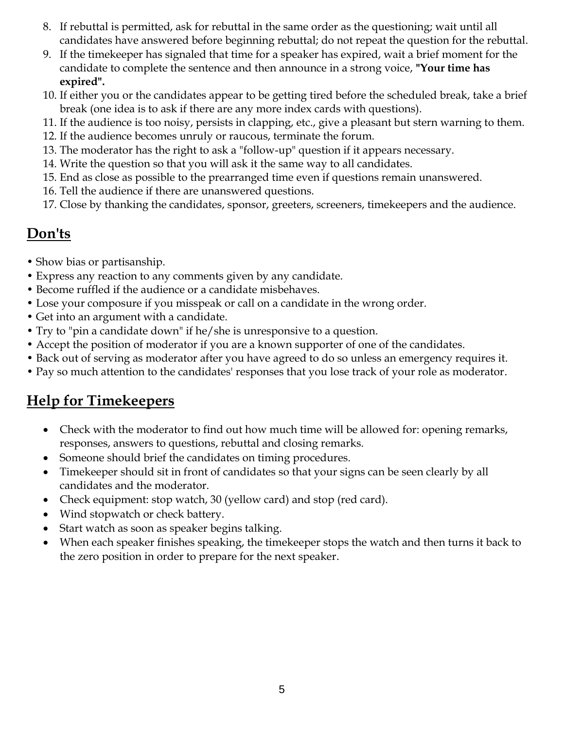8. If rebuttal is permitted, ask for rebuttal in the same order as the questioning; wait until all candidates have answered before beginning rebuttal; do not repeat the question for the rebuttal.
9. If the timekeeper has signaled that time for a speaker has expired, wait a brief moment for the candidate to complete the sentence and then announce in a strong voice, **"Your time has expired".**
10. If either you or the candidates appear to be getting tired before the scheduled break, take a brief break (one idea is to ask if there are any more index cards with questions).
11. If the audience is too noisy, persists in clapping, etc., give a pleasant but stern warning to them.
12. If the audience becomes unruly or raucous, terminate the forum.
13. The moderator has the right to ask a "follow-up" question if it appears necessary.
14. Write the question so that you will ask it the same way to all candidates.
15. End as close as possible to the prearranged time even if questions remain unanswered.
16. Tell the audience if there are unanswered questions.
17. Close by thanking the candidates, sponsor, greeters, screeners, timekeepers and the audience.

## Don'ts

- Show bias or partisanship.
- Express any reaction to any comments given by any candidate.
- Become ruffled if the audience or a candidate misbehaves.
- Lose your composure if you misspeak or call on a candidate in the wrong order.
- Get into an argument with a candidate.
- Try to "pin a candidate down" if he/she is unresponsive to a question.
- Accept the position of moderator if you are a known supporter of one of the candidates.
- Back out of serving as moderator after you have agreed to do so unless an emergency requires it.
- Pay so much attention to the candidates' responses that you lose track of your role as moderator.

## Help for Timekeepers

- Check with the moderator to find out how much time will be allowed for: opening remarks, responses, answers to questions, rebuttal and closing remarks.
- Someone should brief the candidates on timing procedures.
- Timekeeper should sit in front of candidates so that your signs can be seen clearly by all candidates and the moderator.
- Check equipment: stop watch, 30 (yellow card) and stop (red card).
- Wind stopwatch or check battery.
- Start watch as soon as speaker begins talking.
- When each speaker finishes speaking, the timekeeper stops the watch and then turns it back to the zero position in order to prepare for the next speaker.